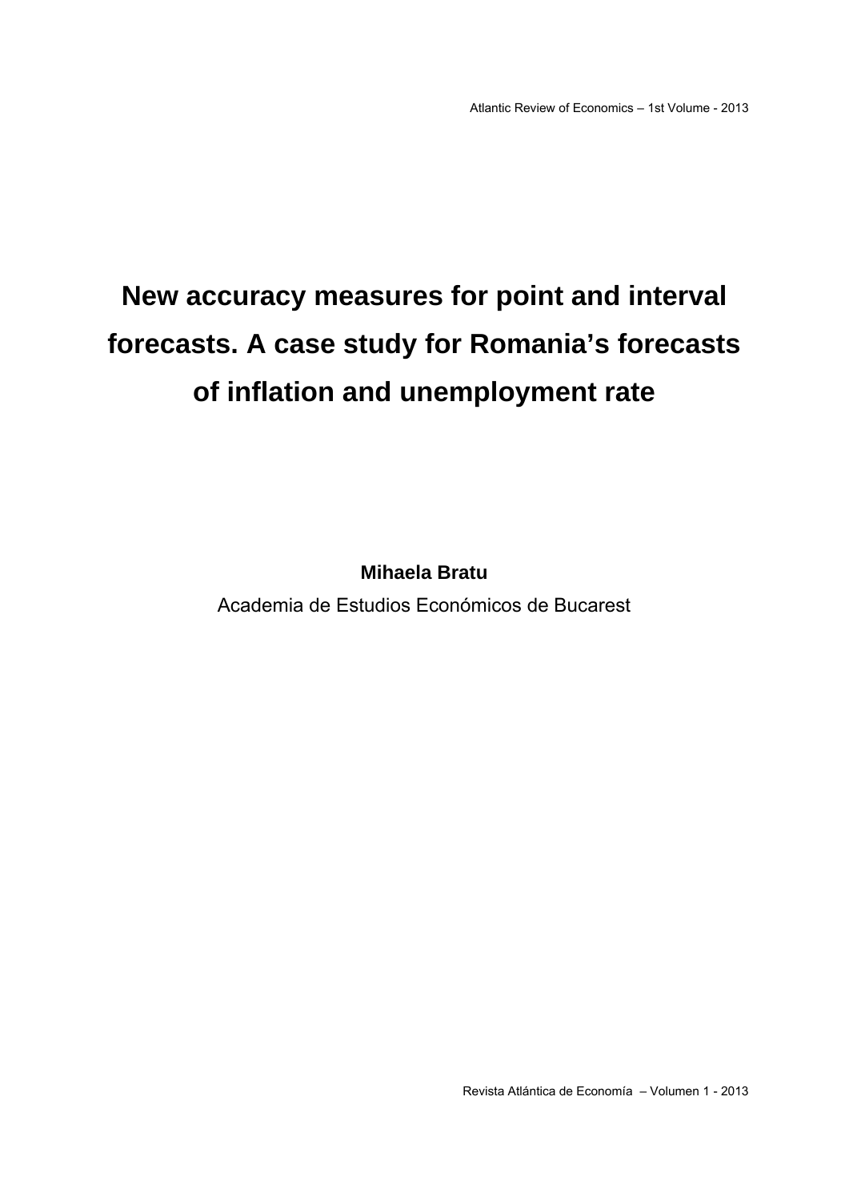# New accuracy measures for point and interval forecasts. A case study for Romania's forecasts of inflation and unemployment rate

**Mihaela Bratu**

Academia de Estudios Económicos de Bucarest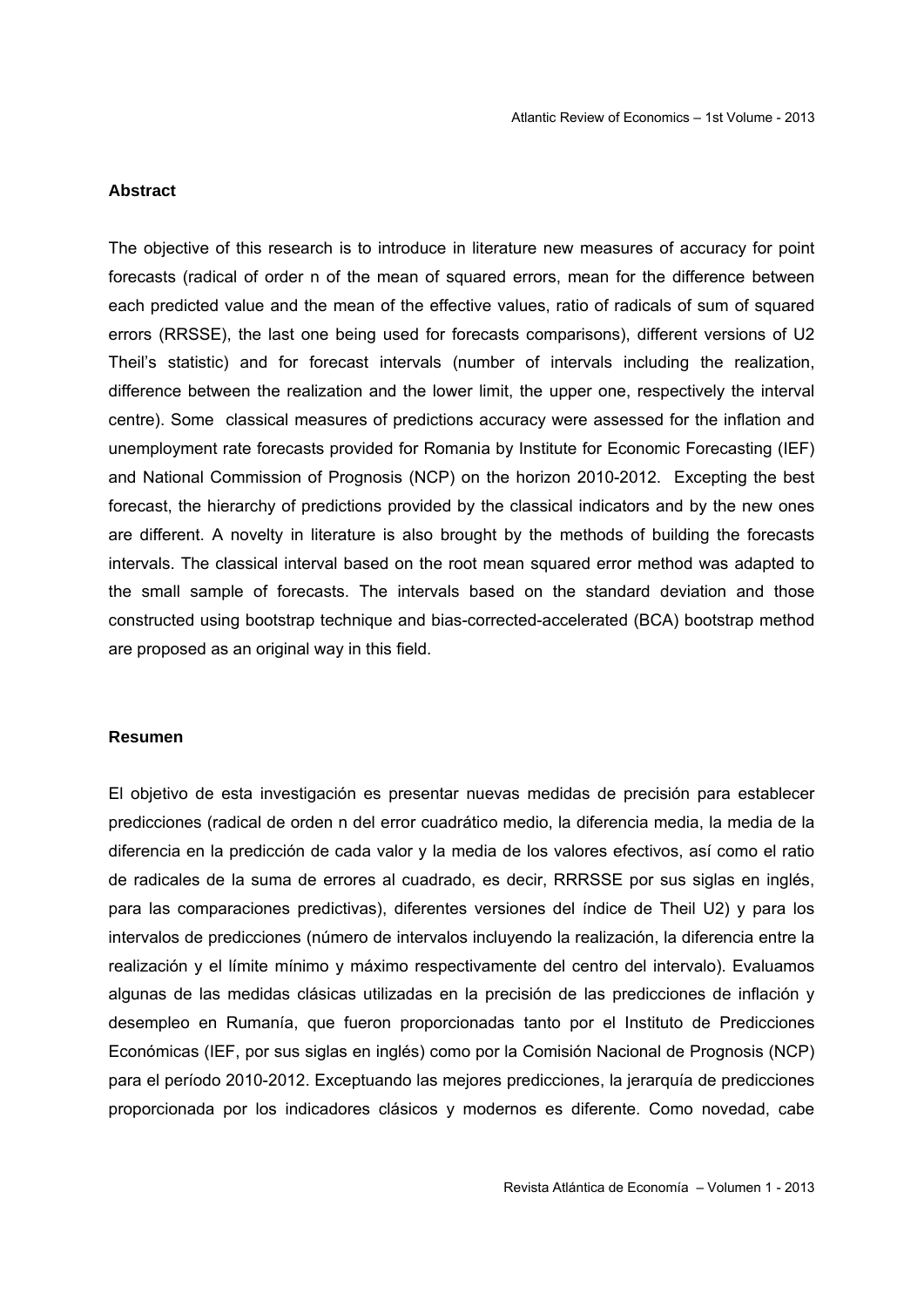## Abstract

The objective of this research is to introduce in literature new measures of accuracy for point forecasts (radical of order n of the mean of squared errors, mean for the difference between each predicted value and the mean of the effective values, ratio of radicals of sum of squared errors (RRSSE), the last one being used for forecasts comparisons), different versions of U2 Theil's statistic) and for forecast intervals (number of intervals including the realization, difference between the realization and the lower limit, the upper one, respectively the interval centre). Some classical measures of predictions accuracy were assessed for the inflation and unemployment rate forecasts provided for Romania by Institute for Economic Forecasting (IEF) and National Commission of Prognosis (NCP) on the horizon 2010-2012. Excepting the best forecast, the hierarchy of predictions provided by the classical indicators and by the new ones are different. A novelty in literature is also brought by the methods of building the forecasts intervals. The classical interval based on the root mean squared error method was adapted to the small sample of forecasts. The intervals based on the standard deviation and those constructed using bootstrap technique and bias-corrected-accelerated (BCA) bootstrap method are proposed as an original way in this field.

## Resumen

El objetivo de esta investigación es presentar nuevas medidas de precisión para establecer predicciones (radical de orden n del error cuadrático medio, la diferencia media, la media de la diferencia en la predicción de cada valor y la media de los valores efectivos, así como el ratio de radicales de la suma de errores al cuadrado, es decir, RRRSSE por sus siglas en inglés, para las comparaciones predictivas), diferentes versiones del índice de Theil U2) y para los intervalos de predicciones (número de intervalos incluyendo la realización, la diferencia entre la realización y el límite mínimo y máximo respectivamente del centro del intervalo). Evaluamos algunas de las medidas clásicas utilizadas en la precisión de las predicciones de inflación y desempleo en Rumanía, que fueron proporcionadas tanto por el Instituto de Predicciones Económicas (IEF, por sus siglas en inglés) como por la Comisión Nacional de Prognosis (NCP) para el período 2010-2012. Exceptuando las mejores predicciones, la jerarquía de predicciones proporcionada por los indicadores clásicos y modernos es diferente. Como novedad, cabe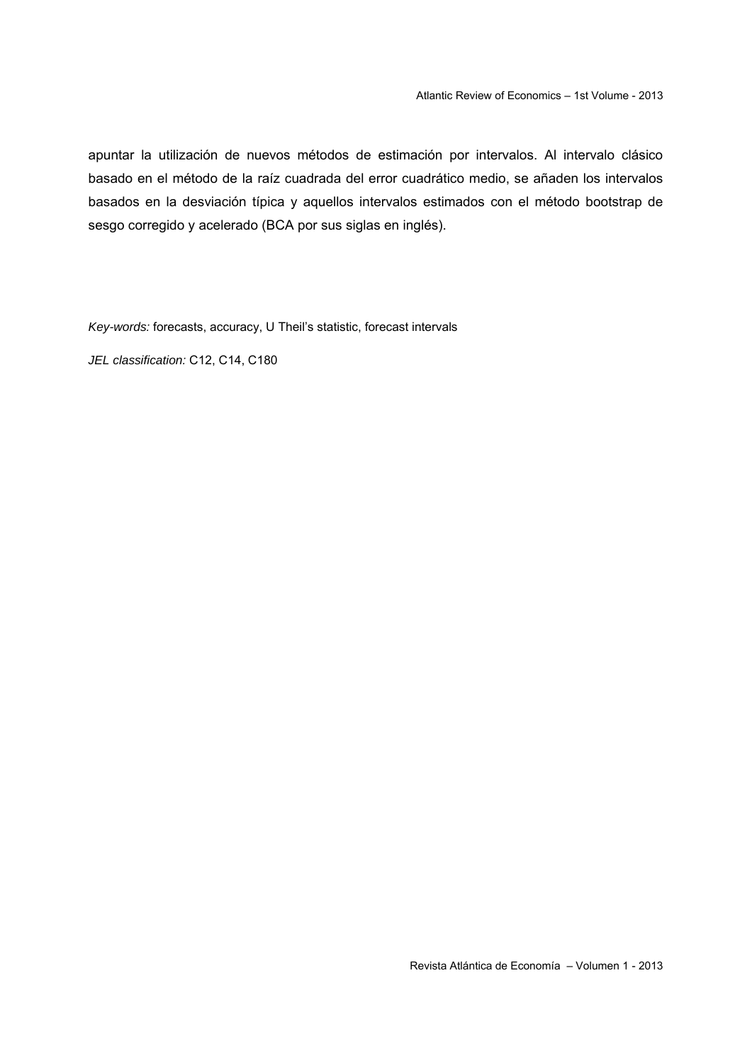apuntar la utilización de nuevos métodos de estimación por intervalos. Al intervalo clásico basado en el método de la raíz cuadrada del error cuadrático medio, se añaden los intervalos basados en la desviación típica y aquellos intervalos estimados con el método bootstrap de sesgo corregido y acelerado (BCA por sus siglas en inglés).

*Key-words:* forecasts, accuracy, U Theil's statistic, forecast intervals

*JEL classification:* C12, C14, C180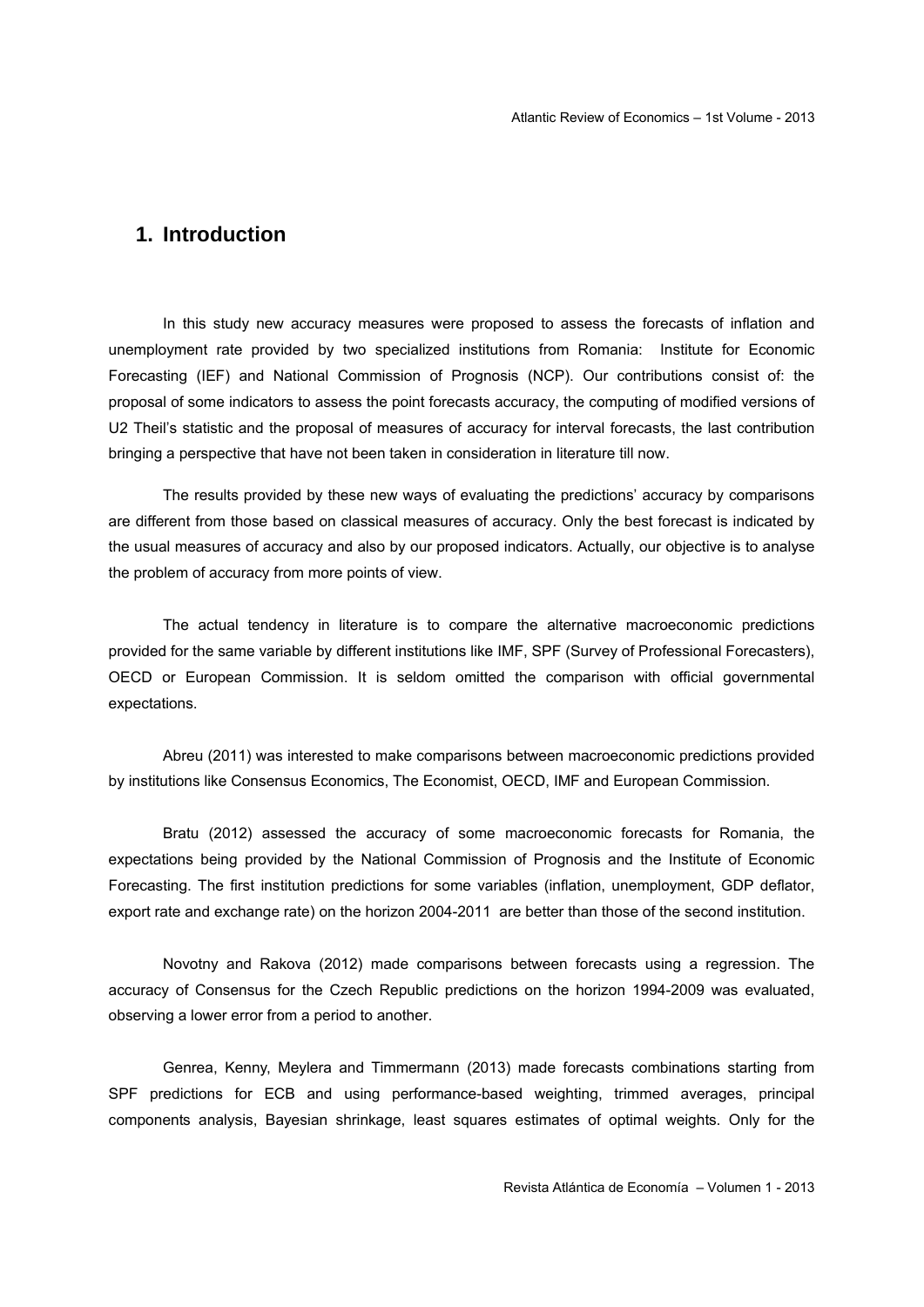# 1. Introduction

In this study new accuracy measures were proposed to assess the forecasts of inflation and unemployment rate provided by two specialized institutions from Romania: Institute for Economic Forecasting (IEF) and National Commission of Prognosis (NCP). Our contributions consist of: the proposal of some indicators to assess the point forecasts accuracy, the computing of modified versions of U2 Theil's statistic and the proposal of measures of accuracy for interval forecasts, the last contribution bringing a perspective that have not been taken in consideration in literature till now.

The results provided by these new ways of evaluating the predictions' accuracy by comparisons are different from those based on classical measures of accuracy. Only the best forecast is indicated by the usual measures of accuracy and also by our proposed indicators. Actually, our objective is to analyse the problem of accuracy from more points of view.

The actual tendency in literature is to compare the alternative macroeconomic predictions provided for the same variable by different institutions like IMF, SPF (Survey of Professional Forecasters), OECD or European Commission. It is seldom omitted the comparison with official governmental expectations.

Abreu (2011) was interested to make comparisons between macroeconomic predictions provided by institutions like Consensus Economics, The Economist, OECD, IMF and European Commission.

Bratu (2012) assessed the accuracy of some macroeconomic forecasts for Romania, the expectations being provided by the National Commission of Prognosis and the Institute of Economic Forecasting. The first institution predictions for some variables (inflation, unemployment, GDP deflator, export rate and exchange rate) on the horizon 2004-2011 are better than those of the second institution.

Novotny and Rakova (2012) made comparisons between forecasts using a regression. The accuracy of Consensus for the Czech Republic predictions on the horizon 1994-2009 was evaluated, observing a lower error from a period to another.

Genrea, Kenny, Meylera and Timmermann (2013) made forecasts combinations starting from SPF predictions for ECB and using performance-based weighting, trimmed averages, principal components analysis, Bayesian shrinkage, least squares estimates of optimal weights. Only for the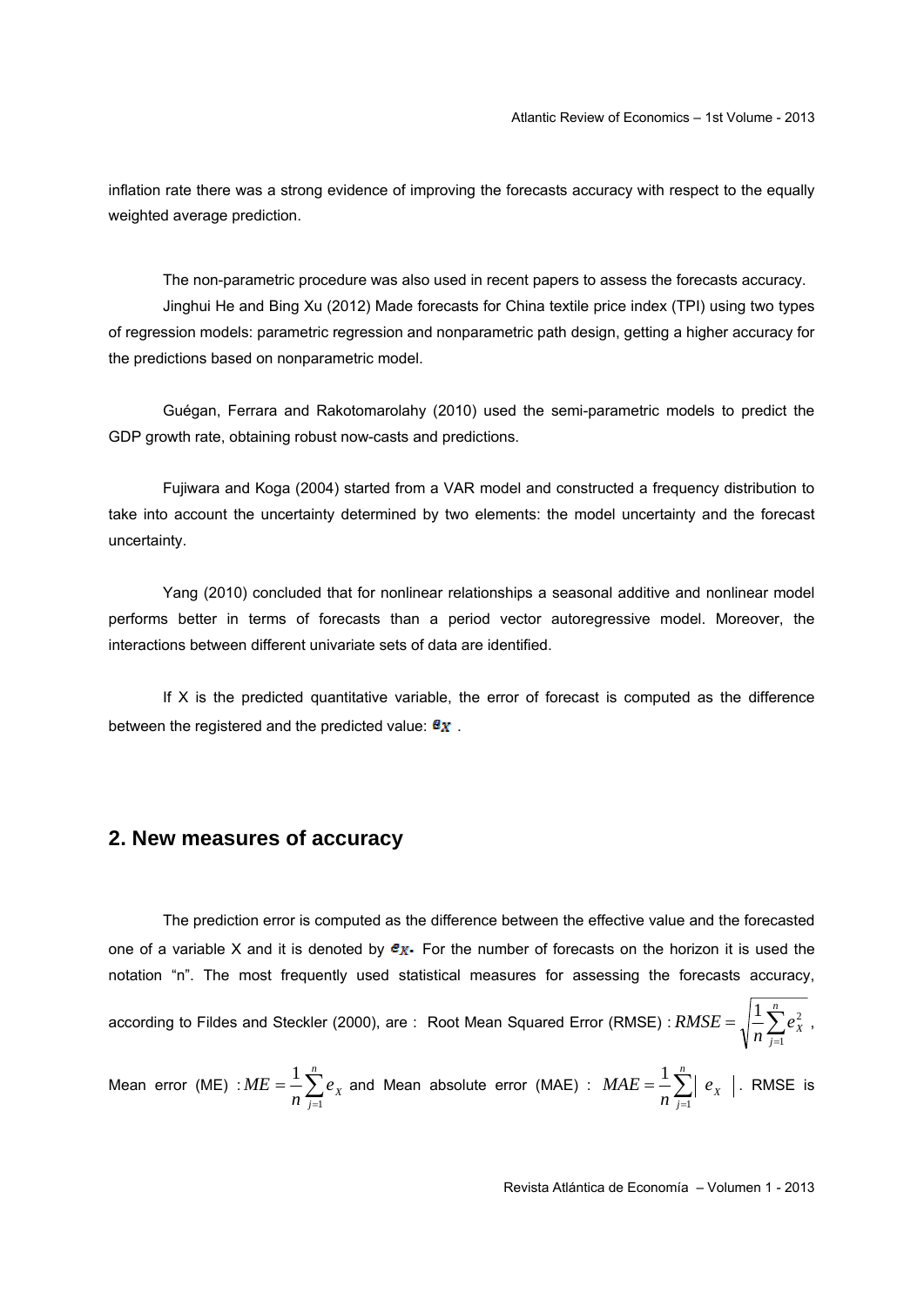inflation rate there was a strong evidence of improving the forecasts accuracy with respect to the equally weighted average prediction.

The non-parametric procedure was also used in recent papers to assess the forecasts accuracy.

Jinghui He and Bing Xu (2012) Made forecasts for China textile price index (TPI) using two types of regression models: parametric regression and nonparametric path design, getting a higher accuracy for the predictions based on nonparametric model.

Guégan, Ferrara and Rakotomarolahy (2010) used the semi-parametric models to predict the GDP growth rate, obtaining robust now-casts and predictions.

Fujiwara and Koga (2004) started from a VAR model and constructed a frequency distribution to take into account the uncertainty determined by two elements: the model uncertainty and the forecast uncertainty.

Yang (2010) concluded that for nonlinear relationships a seasonal additive and nonlinear model performs better in terms of forecasts than a period vector autoregressive model. Moreover, the interactions between different univariate sets of data are identified.

If X is the predicted quantitative variable, the error of forecast is computed as the difference between the registered and the predicted value: $e_X$ .

## 2. New measures of accuracy

The prediction error is computed as the difference between the effective value and the forecasted one of a variable X and it is denoted by $e_X$. For the number of forecasts on the horizon it is used the notation "n". The most frequently used statistical measures for assessing the forecasts accuracy, according to Fildes and Steckler (2000), are : Root Mean Squared Error (RMSE) : $RMSE = \sqrt{\frac{1}{n}\sum_{j=1}^{n} e_X^2}$ , Mean error (ME) : $ME = \frac{1}{n}\sum_{j=1}^{n} e_X$ and Mean absolute error (MAE) : $MAE = \frac{1}{n}\sum_{j=1}^{n} |e_X|$. RMSE is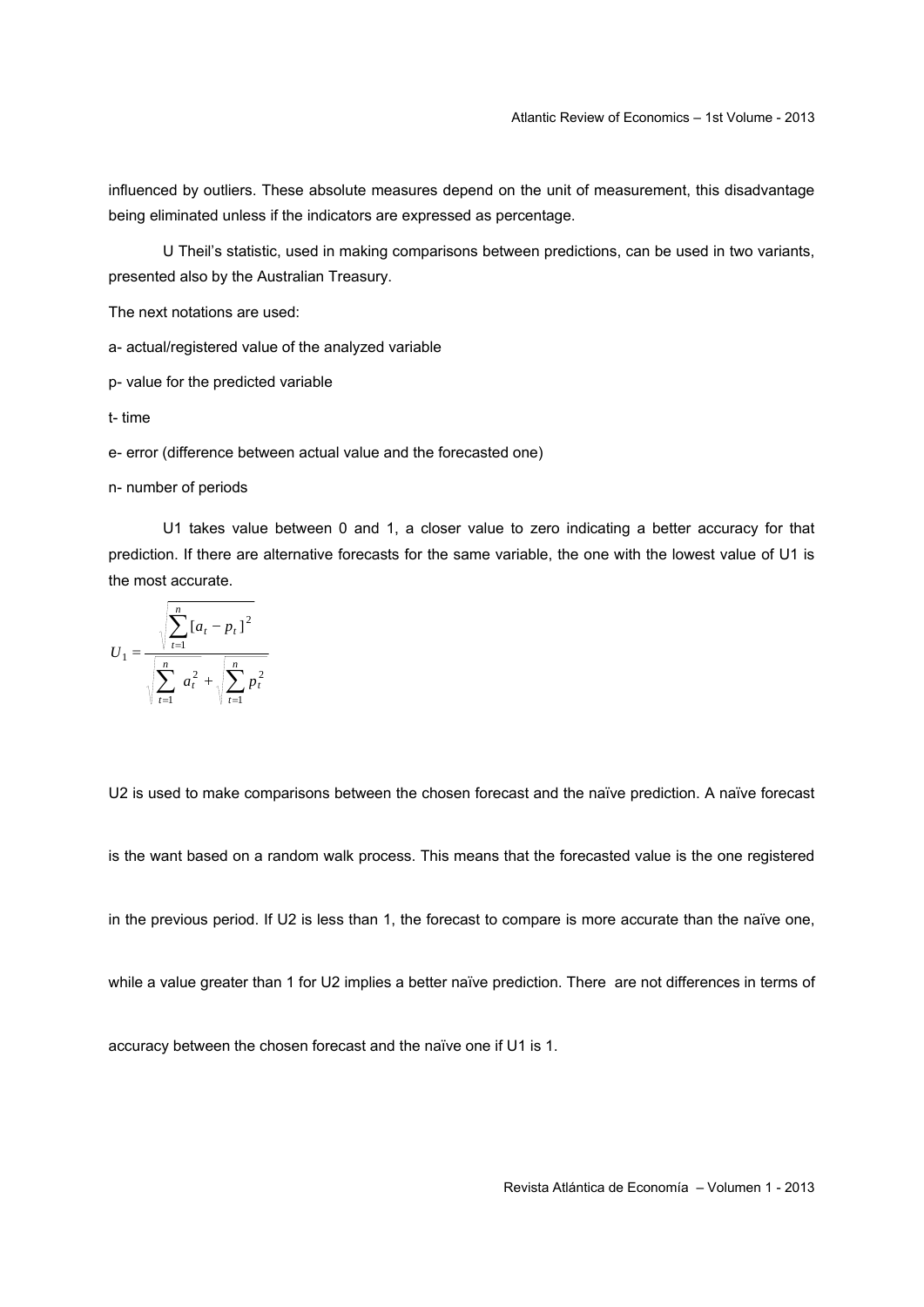influenced by outliers. These absolute measures depend on the unit of measurement, this disadvantage being eliminated unless if the indicators are expressed as percentage.

U Theil's statistic, used in making comparisons between predictions, can be used in two variants, presented also by the Australian Treasury.

The next notations are used:

a- actual/registered value of the analyzed variable

p- value for the predicted variable

t- time

e- error (difference between actual value and the forecasted one)

n- number of periods

U1 takes value between 0 and 1, a closer value to zero indicating a better accuracy for that prediction. If there are alternative forecasts for the same variable, the one with the lowest value of U1 is the most accurate.

$$U_1 = \frac{\sqrt{\sum_{t=1}^{n} [a_t - p_t]^2}}{\sqrt{\sum_{t=1}^{n} a_t^2} + \sqrt{\sum_{t=1}^{n} p_t^2}}$$

U2 is used to make comparisons between the chosen forecast and the naïve prediction. A naïve forecast is the want based on a random walk process. This means that the forecasted value is the one registered in the previous period. If U2 is less than 1, the forecast to compare is more accurate than the naïve one, while a value greater than 1 for U2 implies a better naïve prediction. There are not differences in terms of accuracy between the chosen forecast and the naïve one if U1 is 1.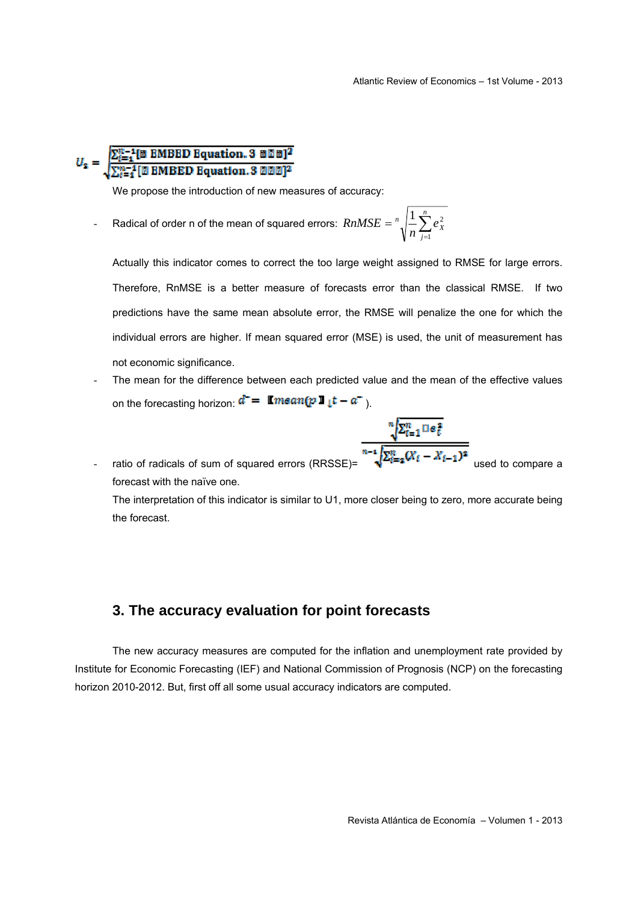$$U_2 = \sqrt{\frac{\sum_{t=1}^{n-1}[\text{EMBED Equation.3}]^2}{\sum_{t=1}^{n-1}[\text{EMBED Equation.3}]^2}}$$

We propose the introduction of new measures of accuracy:

- Radical of order n of the mean of squared errors: $RnMSE = \sqrt[n]{\frac{1}{n}\sum_{j=1}^{n} e_X^2}$

  Actually this indicator comes to correct the too large weight assigned to RMSE for large errors. Therefore, RnMSE is a better measure of forecasts error than the classical RMSE. If two predictions have the same mean absolute error, the RMSE will penalize the one for which the individual errors are higher. If mean squared error (MSE) is used, the unit of measurement has not economic significance.

- The mean for the difference between each predicted value and the mean of the effective values on the forecasting horizon: $\bar{d} = [mean(p)]_t - \bar{a}$ ).

- ratio of radicals of sum of squared errors (RRSSE)= $\frac{\sqrt[n]{\sum_{t=1}^{n} e_t^2}}{\sqrt[n-1]{\sum_{t=2}^{n}(X_t - X_{t-1})^2}}$ used to compare a forecast with the naïve one.

  The interpretation of this indicator is similar to U1, more closer being to zero, more accurate being the forecast.

## 3. The accuracy evaluation for point forecasts

The new accuracy measures are computed for the inflation and unemployment rate provided by Institute for Economic Forecasting (IEF) and National Commission of Prognosis (NCP) on the forecasting horizon 2010-2012. But, first off all some usual accuracy indicators are computed.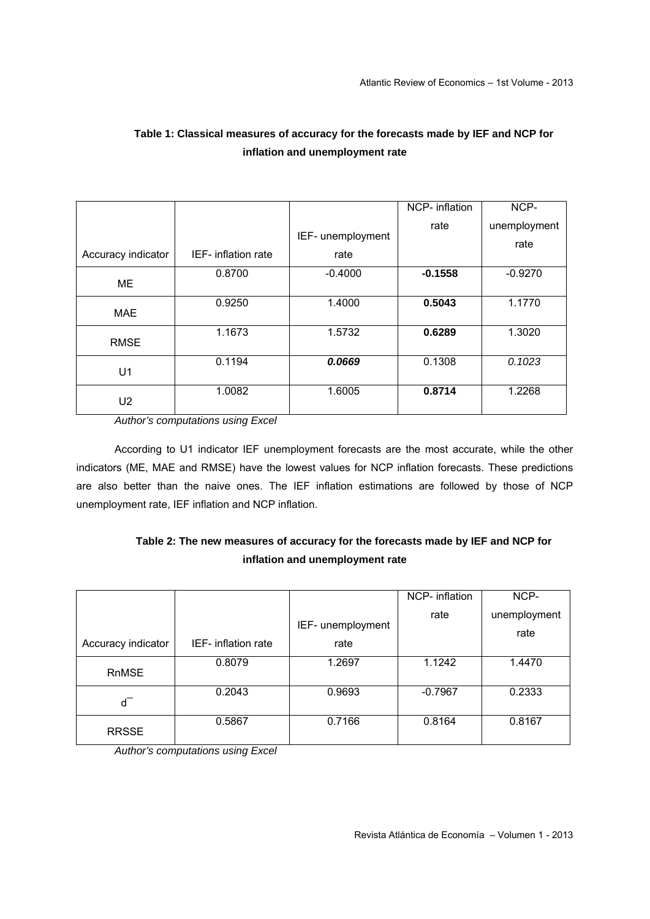**Table 1: Classical measures of accuracy for the forecasts made by IEF and NCP for inflation and unemployment rate**

| Accuracy indicator | IEF- inflation rate | IEF- unemployment rate | NCP- inflation rate | NCP- unemployment rate |
|---|---|---|---|---|
| ME | 0.8700 | -0.4000 | **-0.1558** | -0.9270 |
| MAE | 0.9250 | 1.4000 | **0.5043** | 1.1770 |
| RMSE | 1.1673 | 1.5732 | **0.6289** | 1.3020 |
| U1 | 0.1194 | ***0.0669*** | 0.1308 | *0.1023* |
| U2 | 1.0082 | 1.6005 | **0.8714** | 1.2268 |

*Author's computations using Excel*

According to U1 indicator IEF unemployment forecasts are the most accurate, while the other indicators (ME, MAE and RMSE) have the lowest values for NCP inflation forecasts. These predictions are also better than the naive ones. The IEF inflation estimations are followed by those of NCP unemployment rate, IEF inflation and NCP inflation.

**Table 2: The new measures of accuracy for the forecasts made by IEF and NCP for inflation and unemployment rate**

| Accuracy indicator | IEF- inflation rate | IEF- unemployment rate | NCP- inflation rate | NCP- unemployment rate |
|---|---|---|---|---|
| RnMSE | 0.8079 | 1.2697 | 1.1242 | 1.4470 |
| $\bar{d}$ | 0.2043 | 0.9693 | -0.7967 | 0.2333 |
| RRSSE | 0.5867 | 0.7166 | 0.8164 | 0.8167 |

*Author's computations using Excel*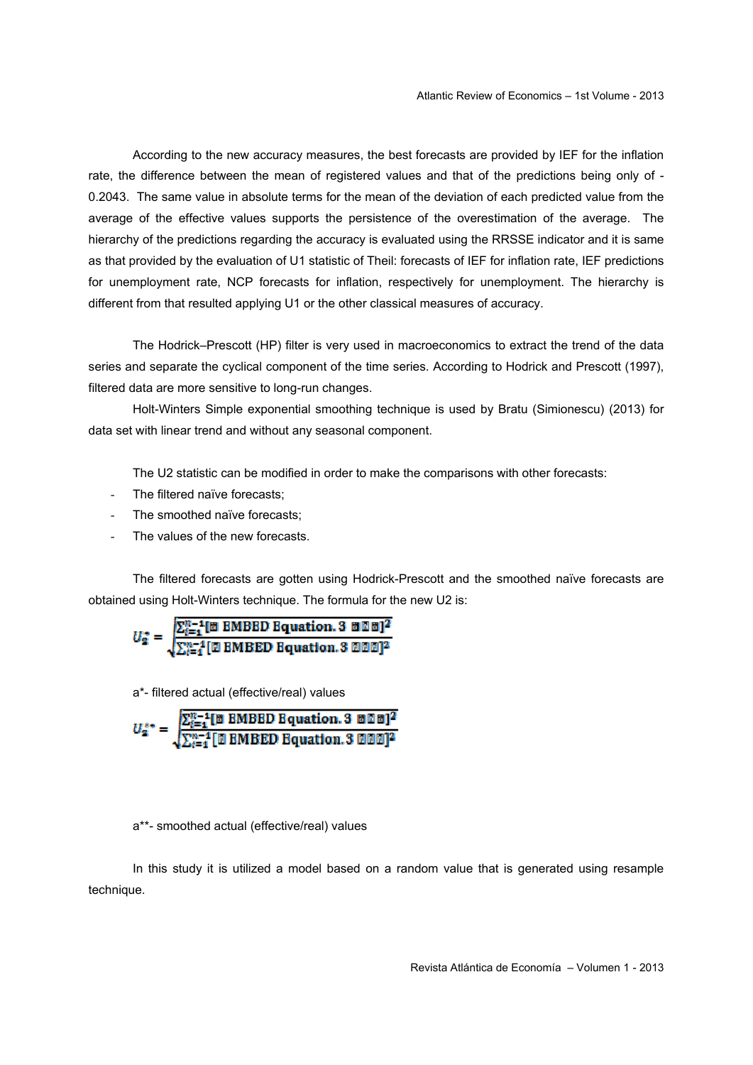According to the new accuracy measures, the best forecasts are provided by IEF for the inflation rate, the difference between the mean of registered values and that of the predictions being only of -0.2043. The same value in absolute terms for the mean of the deviation of each predicted value from the average of the effective values supports the persistence of the overestimation of the average. The hierarchy of the predictions regarding the accuracy is evaluated using the RRSSE indicator and it is same as that provided by the evaluation of U1 statistic of Theil: forecasts of IEF for inflation rate, IEF predictions for unemployment rate, NCP forecasts for inflation, respectively for unemployment. The hierarchy is different from that resulted applying U1 or the other classical measures of accuracy.

The Hodrick–Prescott (HP) filter is very used in macroeconomics to extract the trend of the data series and separate the cyclical component of the time series. According to Hodrick and Prescott (1997), filtered data are more sensitive to long-run changes.

Holt-Winters Simple exponential smoothing technique is used by Bratu (Simionescu) (2013) for data set with linear trend and without any seasonal component.

The U2 statistic can be modified in order to make the comparisons with other forecasts:

- The filtered naïve forecasts;
- The smoothed naïve forecasts;
- The values of the new forecasts.

The filtered forecasts are gotten using Hodrick-Prescott and the smoothed naïve forecasts are obtained using Holt-Winters technique. The formula for the new U2 is:

$$U_2^{*} = \frac{\sqrt{\sum_{i=1}^{n-1}[\text{EMBED Equation.3}]^2}}{\sqrt{\sum_{i=1}^{n-1}[\text{EMBED Equation.3}]^2}}$$

a*- filtered actual (effective/real) values

$$U_2^{**} = \frac{\sqrt{\sum_{i=1}^{n-1}[\text{EMBED Equation.3}]^2}}{\sqrt{\sum_{i=1}^{n-1}[\text{EMBED Equation.3}]^2}}$$

a**- smoothed actual (effective/real) values

In this study it is utilized a model based on a random value that is generated using resample technique.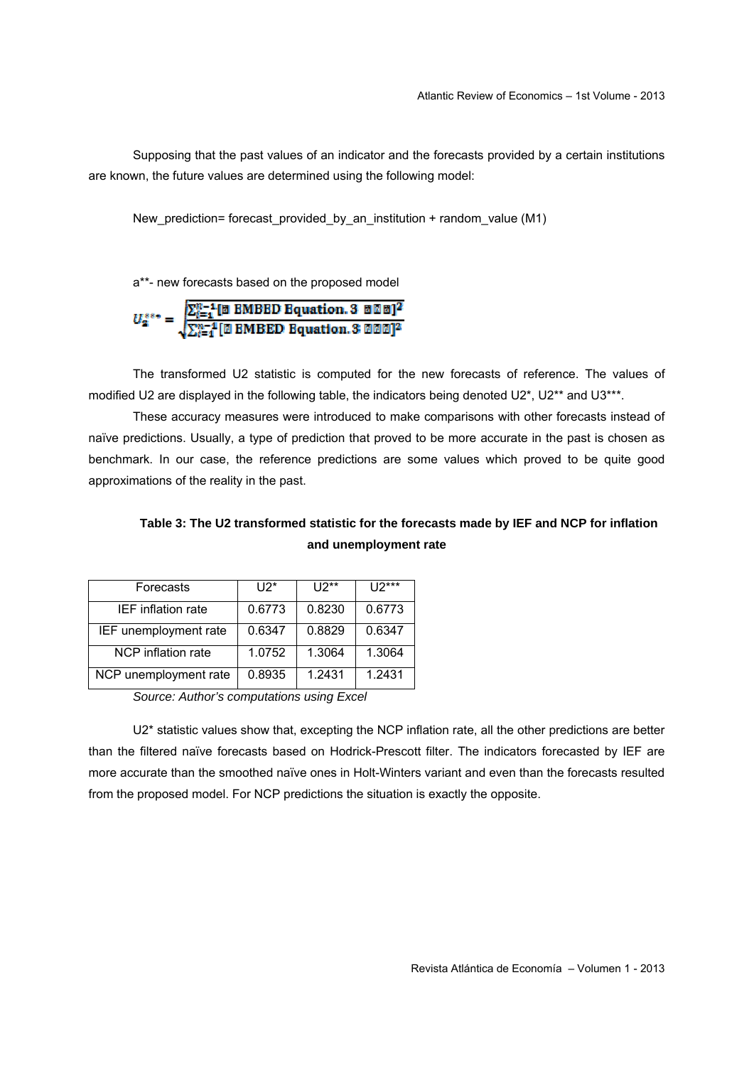Supposing that the past values of an indicator and the forecasts provided by a certain institutions are known, the future values are determined using the following model:

New_prediction= forecast_provided_by_an_institution + random_value (M1)

a**- new forecasts based on the proposed model

$$U_2^{***} = \sqrt{\frac{\sum_{i=1}^{n-1}[\text{EMBED Equation.3}]^2}{\sum_{i=1}^{n-1}[\text{EMBED Equation.3}]^2}}$$

The transformed U2 statistic is computed for the new forecasts of reference. The values of modified U2 are displayed in the following table, the indicators being denoted U2*, U2** and U3***.

These accuracy measures were introduced to make comparisons with other forecasts instead of naïve predictions. Usually, a type of prediction that proved to be more accurate in the past is chosen as benchmark. In our case, the reference predictions are some values which proved to be quite good approximations of the reality in the past.

**Table 3: The U2 transformed statistic for the forecasts made by IEF and NCP for inflation and unemployment rate**

| Forecasts | U2* | U2** | U2*** |
|---|---|---|---|
| IEF inflation rate | 0.6773 | 0.8230 | 0.6773 |
| IEF unemployment rate | 0.6347 | 0.8829 | 0.6347 |
| NCP inflation rate | 1.0752 | 1.3064 | 1.3064 |
| NCP unemployment rate | 0.8935 | 1.2431 | 1.2431 |

*Source: Author's computations using Excel*

U2* statistic values show that, excepting the NCP inflation rate, all the other predictions are better than the filtered naïve forecasts based on Hodrick-Prescott filter. The indicators forecasted by IEF are more accurate than the smoothed naïve ones in Holt-Winters variant and even than the forecasts resulted from the proposed model. For NCP predictions the situation is exactly the opposite.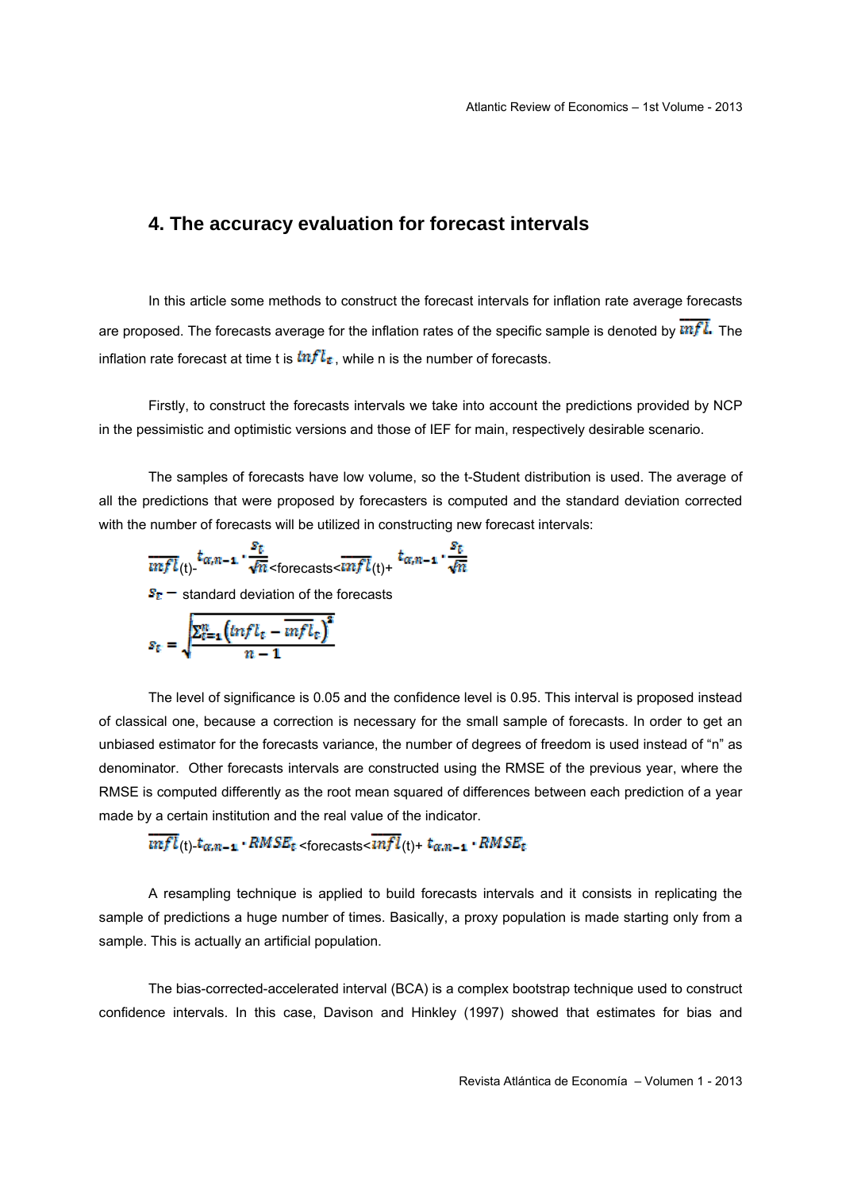## 4. The accuracy evaluation for forecast intervals

In this article some methods to construct the forecast intervals for inflation rate average forecasts are proposed. The forecasts average for the inflation rates of the specific sample is denoted by $\overline{infl}$. The inflation rate forecast at time t is $infl_t$, while n is the number of forecasts.

Firstly, to construct the forecasts intervals we take into account the predictions provided by NCP in the pessimistic and optimistic versions and those of IEF for main, respectively desirable scenario.

The samples of forecasts have low volume, so the t-Student distribution is used. The average of all the predictions that were proposed by forecasters is computed and the standard deviation corrected with the number of forecasts will be utilized in constructing new forecast intervals:

$$\overline{infl}(t)-t_{\alpha,n-1}\cdot\frac{s_t}{\sqrt{n}}<\text{forecasts}<\overline{infl}(t)+t_{\alpha,n-1}\cdot\frac{s_t}{\sqrt{n}}$$

$s_t$ – standard deviation of the forecasts

$$s_t=\sqrt{\frac{\sum_{t=1}^{n}\left(infl_t-\overline{infl_t}\right)^2}{n-1}}$$

The level of significance is 0.05 and the confidence level is 0.95. This interval is proposed instead of classical one, because a correction is necessary for the small sample of forecasts. In order to get an unbiased estimator for the forecasts variance, the number of degrees of freedom is used instead of "n" as denominator. Other forecasts intervals are constructed using the RMSE of the previous year, where the RMSE is computed differently as the root mean squared of differences between each prediction of a year made by a certain institution and the real value of the indicator.

$$\overline{infl}(t)-t_{\alpha,n-1}\cdot RMSE_t<\text{forecasts}<\overline{infl}(t)+t_{\alpha,n-1}\cdot RMSE_t$$

A resampling technique is applied to build forecasts intervals and it consists in replicating the sample of predictions a huge number of times. Basically, a proxy population is made starting only from a sample. This is actually an artificial population.

The bias-corrected-accelerated interval (BCA) is a complex bootstrap technique used to construct confidence intervals. In this case, Davison and Hinkley (1997) showed that estimates for bias and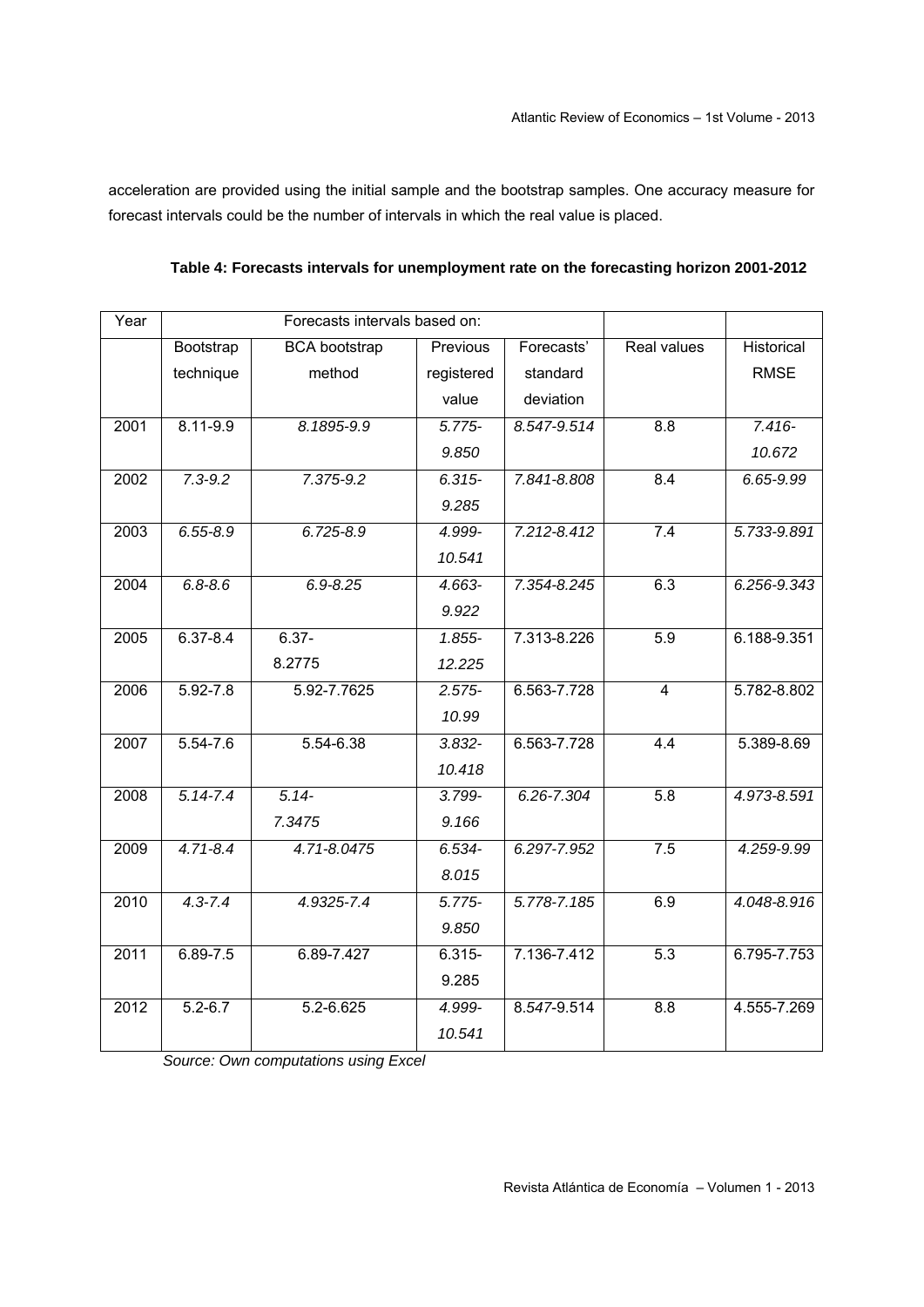acceleration are provided using the initial sample and the bootstrap samples. One accuracy measure for forecast intervals could be the number of intervals in which the real value is placed.

**Table 4: Forecasts intervals for unemployment rate on the forecasting horizon 2001-2012**

| Year | Forecasts intervals based on: | | | | | |
|---|---|---|---|---|---|---|
| | Bootstrap technique | BCA bootstrap method | Previous registered value | Forecasts' standard deviation | Real values | Historical RMSE |
| 2001 | 8.11-9.9 | *8.1895-9.9* | *5.775-9.850* | *8.547-9.514* | 8.8 | *7.416-10.672* |
| 2002 | *7.3-9.2* | *7.375-9.2* | *6.315-9.285* | *7.841-8.808* | 8.4 | *6.65-9.99* |
| 2003 | *6.55-8.9* | *6.725-8.9* | *4.999-10.541* | *7.212-8.412* | 7.4 | *5.733-9.891* |
| 2004 | *6.8-8.6* | *6.9-8.25* | *4.663-9.922* | *7.354-8.245* | 6.3 | *6.256-9.343* |
| 2005 | 6.37-8.4 | 6.37-8.2775 | *1.855-12.225* | 7.313-8.226 | 5.9 | 6.188-9.351 |
| 2006 | 5.92-7.8 | 5.92-7.7625 | *2.575-10.99* | 6.563-7.728 | 4 | 5.782-8.802 |
| 2007 | 5.54-7.6 | 5.54-6.38 | *3.832-10.418* | 6.563-7.728 | 4.4 | 5.389-8.69 |
| 2008 | *5.14-7.4* | *5.14-7.3475* | *3.799-9.166* | *6.26-7.304* | 5.8 | *4.973-8.591* |
| 2009 | *4.71-8.4* | *4.71-8.0475* | *6.534-8.015* | *6.297-7.952* | 7.5 | *4.259-9.99* |
| 2010 | *4.3-7.4* | *4.9325-7.4* | *5.775-9.850* | *5.778-7.185* | 6.9 | *4.048-8.916* |
| 2011 | 6.89-7.5 | 6.89-7.427 | 6.315-9.285 | 7.136-7.412 | 5.3 | 6.795-7.753 |
| 2012 | 5.2-6.7 | 5.2-6.625 | *4.999-10.541* | 8.547-9.514 | 8.8 | 4.555-7.269 |

*Source: Own computations using Excel*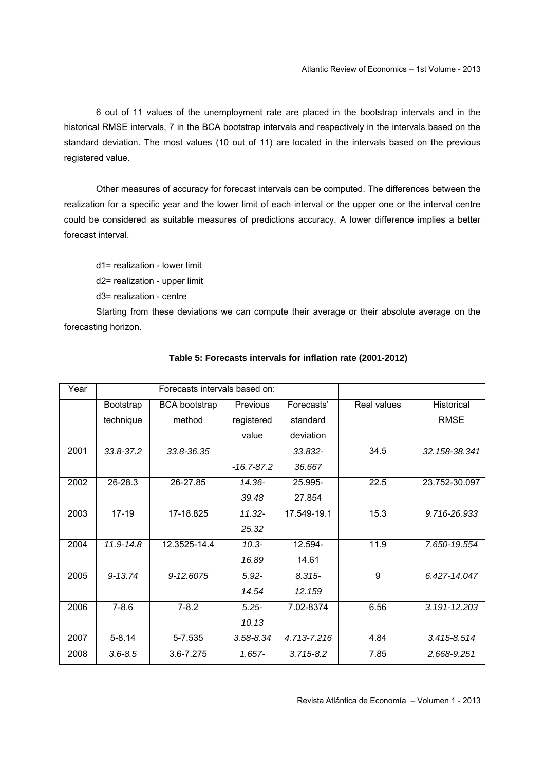6 out of 11 values of the unemployment rate are placed in the bootstrap intervals and in the historical RMSE intervals, 7 in the BCA bootstrap intervals and respectively in the intervals based on the standard deviation. The most values (10 out of 11) are located in the intervals based on the previous registered value.

Other measures of accuracy for forecast intervals can be computed. The differences between the realization for a specific year and the lower limit of each interval or the upper one or the interval centre could be considered as suitable measures of predictions accuracy. A lower difference implies a better forecast interval.

d1= realization - lower limit

d2= realization - upper limit

d3= realization - centre

Starting from these deviations we can compute their average or their absolute average on the forecasting horizon.

**Table 5: Forecasts intervals for inflation rate (2001-2012)**

| Year | Forecasts intervals based on: | | | | | |
|---|---|---|---|---|---|---|
| | Bootstrap technique | BCA bootstrap method | Previous registered value | Forecasts' standard deviation | Real values | Historical RMSE |
| 2001 | *33.8-37.2* | *33.8-36.35* | *-16.7-87.2* | *33.832-36.667* | 34.5 | *32.158-38.341* |
| 2002 | 26-28.3 | 26-27.85 | *14.36-39.48* | 25.995-27.854 | 22.5 | 23.752-30.097 |
| 2003 | 17-19 | 17-18.825 | *11.32-25.32* | 17.549-19.1 | 15.3 | *9.716-26.933* |
| 2004 | *11.9-14.8* | 12.3525-14.4 | *10.3-16.89* | 12.594-14.61 | 11.9 | *7.650-19.554* |
| 2005 | *9-13.74* | *9-12.6075* | *5.92-14.54* | *8.315-12.159* | 9 | *6.427-14.047* |
| 2006 | 7-8.6 | 7-8.2 | *5.25-10.13* | 7.02-8374 | 6.56 | *3.191-12.203* |
| 2007 | 5-8.14 | 5-7.535 | *3.58-8.34* | *4.713-7.216* | 4.84 | *3.415-8.514* |
| 2008 | *3.6-8.5* | 3.6-7.275 | *1.657-* | *3.715-8.2* | 7.85 | *2.668-9.251* |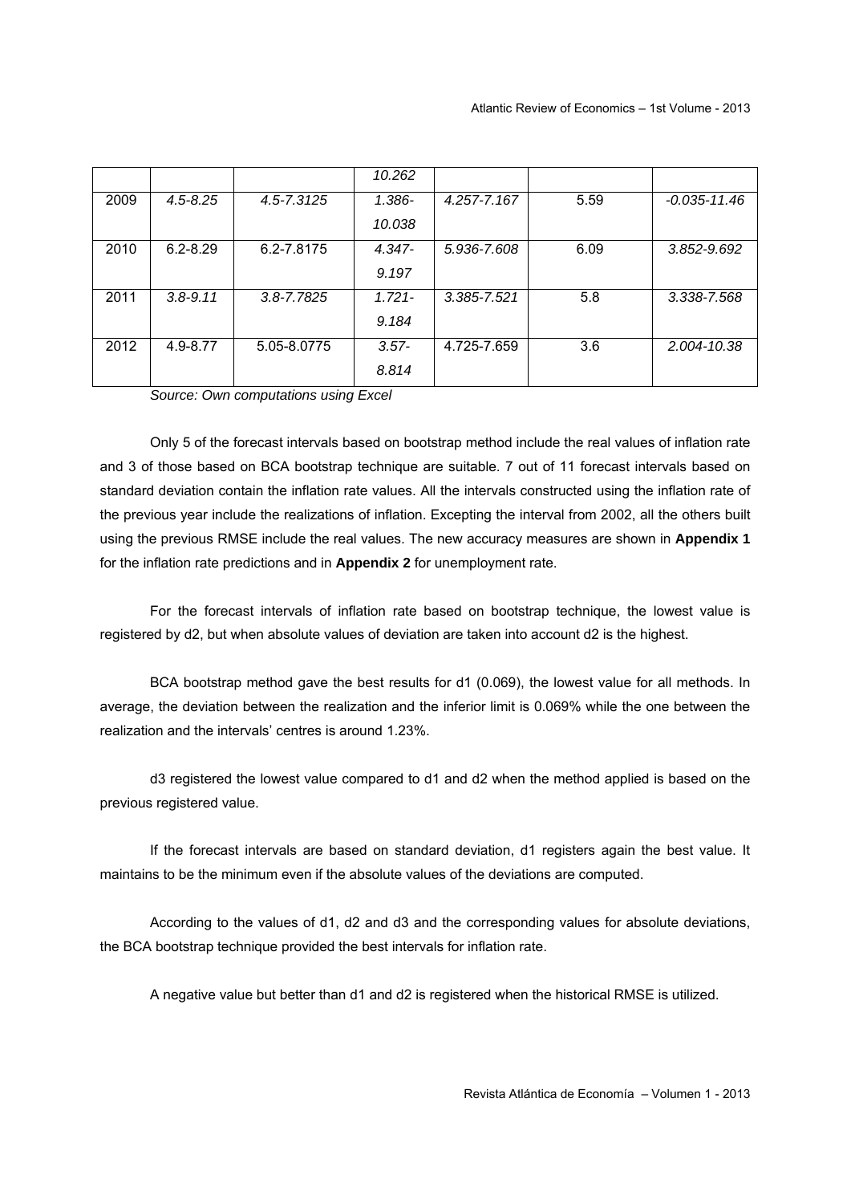|  |  |  | 10.262 |  |  |  |
|---|---|---|---|---|---|---|
| 2009 | *4.5-8.25* | *4.5-7.3125* | *1.386-10.038* | *4.257-7.167* | 5.59 | *-0.035-11.46* |
| 2010 | 6.2-8.29 | 6.2-7.8175 | *4.347-9.197* | *5.936-7.608* | 6.09 | *3.852-9.692* |
| 2011 | *3.8-9.11* | *3.8-7.7825* | *1.721-9.184* | *3.385-7.521* | 5.8 | *3.338-7.568* |
| 2012 | 4.9-8.77 | 5.05-8.0775 | *3.57-8.814* | 4.725-7.659 | 3.6 | *2.004-10.38* |

*Source: Own computations using Excel*

Only 5 of the forecast intervals based on bootstrap method include the real values of inflation rate and 3 of those based on BCA bootstrap technique are suitable. 7 out of 11 forecast intervals based on standard deviation contain the inflation rate values. All the intervals constructed using the inflation rate of the previous year include the realizations of inflation. Excepting the interval from 2002, all the others built using the previous RMSE include the real values. The new accuracy measures are shown in **Appendix 1** for the inflation rate predictions and in **Appendix 2** for unemployment rate.

For the forecast intervals of inflation rate based on bootstrap technique, the lowest value is registered by d2, but when absolute values of deviation are taken into account d2 is the highest.

BCA bootstrap method gave the best results for d1 (0.069), the lowest value for all methods. In average, the deviation between the realization and the inferior limit is 0.069% while the one between the realization and the intervals' centres is around 1.23%.

d3 registered the lowest value compared to d1 and d2 when the method applied is based on the previous registered value.

If the forecast intervals are based on standard deviation, d1 registers again the best value. It maintains to be the minimum even if the absolute values of the deviations are computed.

According to the values of d1, d2 and d3 and the corresponding values for absolute deviations, the BCA bootstrap technique provided the best intervals for inflation rate.

A negative value but better than d1 and d2 is registered when the historical RMSE is utilized.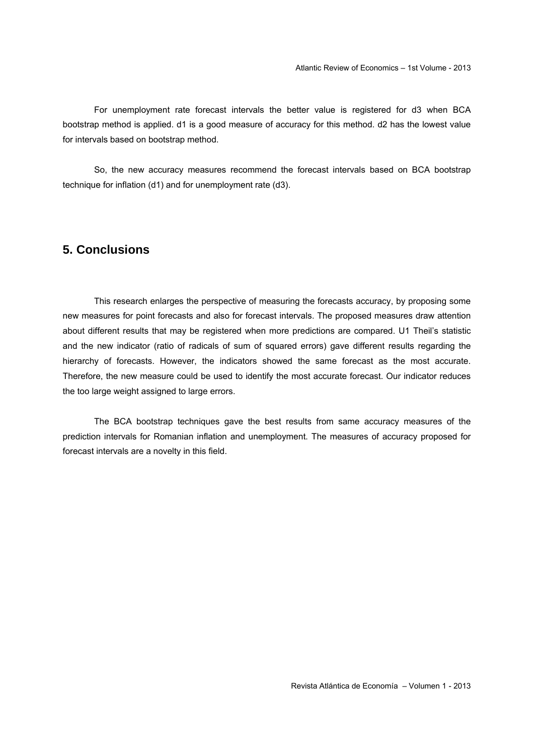For unemployment rate forecast intervals the better value is registered for d3 when BCA bootstrap method is applied. d1 is a good measure of accuracy for this method. d2 has the lowest value for intervals based on bootstrap method.

So, the new accuracy measures recommend the forecast intervals based on BCA bootstrap technique for inflation (d1) and for unemployment rate (d3).

## 5. Conclusions

This research enlarges the perspective of measuring the forecasts accuracy, by proposing some new measures for point forecasts and also for forecast intervals. The proposed measures draw attention about different results that may be registered when more predictions are compared. U1 Theil's statistic and the new indicator (ratio of radicals of sum of squared errors) gave different results regarding the hierarchy of forecasts. However, the indicators showed the same forecast as the most accurate. Therefore, the new measure could be used to identify the most accurate forecast. Our indicator reduces the too large weight assigned to large errors.

The BCA bootstrap techniques gave the best results from same accuracy measures of the prediction intervals for Romanian inflation and unemployment. The measures of accuracy proposed for forecast intervals are a novelty in this field.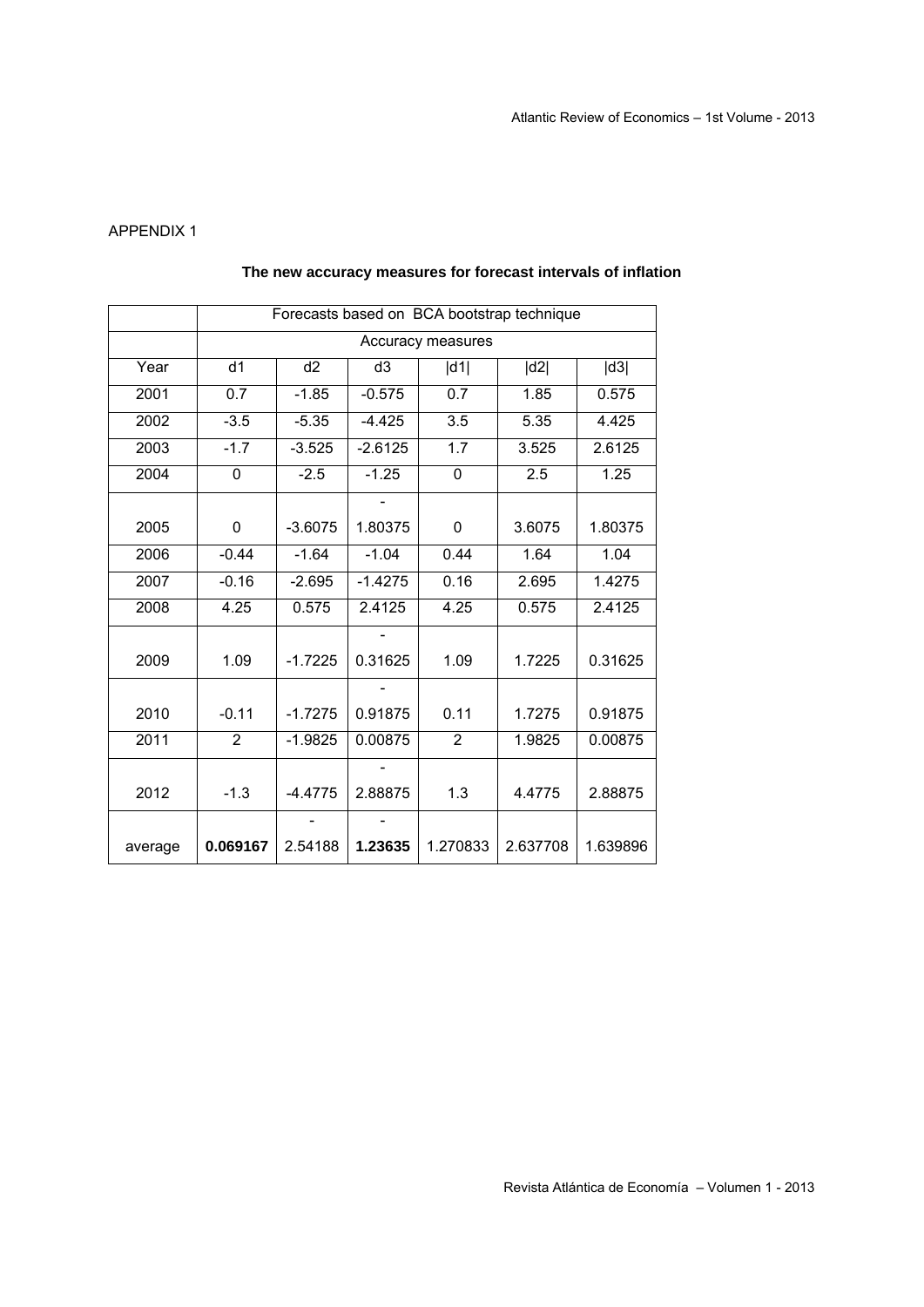APPENDIX 1

**The new accuracy measures for forecast intervals of inflation**

| | Forecasts based on BCA bootstrap technique | | | | | |
|---|---|---|---|---|---|---|
| | Accuracy measures | | | | | |
| Year | d1 | d2 | d3 | \|d1\| | \|d2\| | \|d3\| |
| 2001 | 0.7 | -1.85 | -0.575 | 0.7 | 1.85 | 0.575 |
| 2002 | -3.5 | -5.35 | -4.425 | 3.5 | 5.35 | 4.425 |
| 2003 | -1.7 | -3.525 | -2.6125 | 1.7 | 3.525 | 2.6125 |
| 2004 | 0 | -2.5 | -1.25 | 0 | 2.5 | 1.25 |
| 2005 | 0 | -3.6075 | -1.80375 | 0 | 3.6075 | 1.80375 |
| 2006 | -0.44 | -1.64 | -1.04 | 0.44 | 1.64 | 1.04 |
| 2007 | -0.16 | -2.695 | -1.4275 | 0.16 | 2.695 | 1.4275 |
| 2008 | 4.25 | 0.575 | 2.4125 | 4.25 | 0.575 | 2.4125 |
| 2009 | 1.09 | -1.7225 | -0.31625 | 1.09 | 1.7225 | 0.31625 |
| 2010 | -0.11 | -1.7275 | -0.91875 | 0.11 | 1.7275 | 0.91875 |
| 2011 | 2 | -1.9825 | 0.00875 | 2 | 1.9825 | 0.00875 |
| 2012 | -1.3 | -4.4775 | -2.88875 | 1.3 | 4.4775 | 2.88875 |
| average | **0.069167** | -2.54188 | **-1.23635** | 1.270833 | 2.637708 | 1.639896 |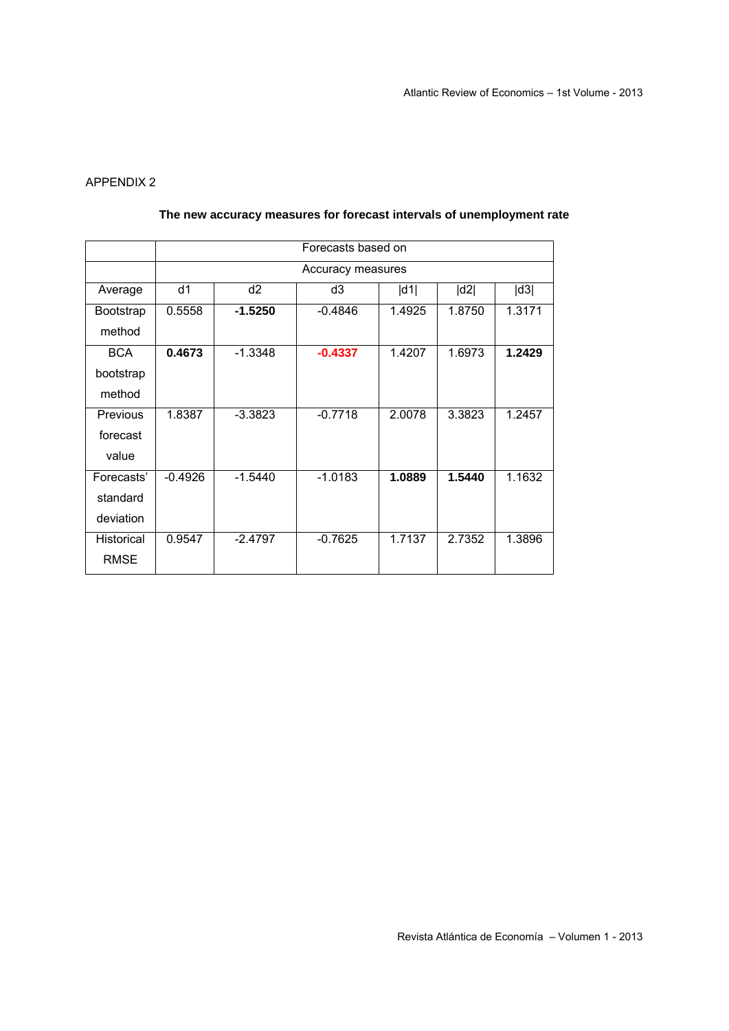APPENDIX 2

**The new accuracy measures for forecast intervals of unemployment rate**

| | Forecasts based on | | | | | |
|---|---|---|---|---|---|---|
| | Accuracy measures | | | | | |
| Average | d1 | d2 | d3 | \|d1\| | \|d2\| | \|d3\| |
| Bootstrap method | 0.5558 | **-1.5250** | -0.4846 | 1.4925 | 1.8750 | 1.3171 |
| BCA bootstrap method | **0.4673** | -1.3348 | **-0.4337** | 1.4207 | 1.6973 | **1.2429** |
| Previous forecast value | 1.8387 | -3.3823 | -0.7718 | 2.0078 | 3.3823 | 1.2457 |
| Forecasts' standard deviation | -0.4926 | -1.5440 | -1.0183 | **1.0889** | **1.5440** | 1.1632 |
| Historical RMSE | 0.9547 | -2.4797 | -0.7625 | 1.7137 | 2.7352 | 1.3896 |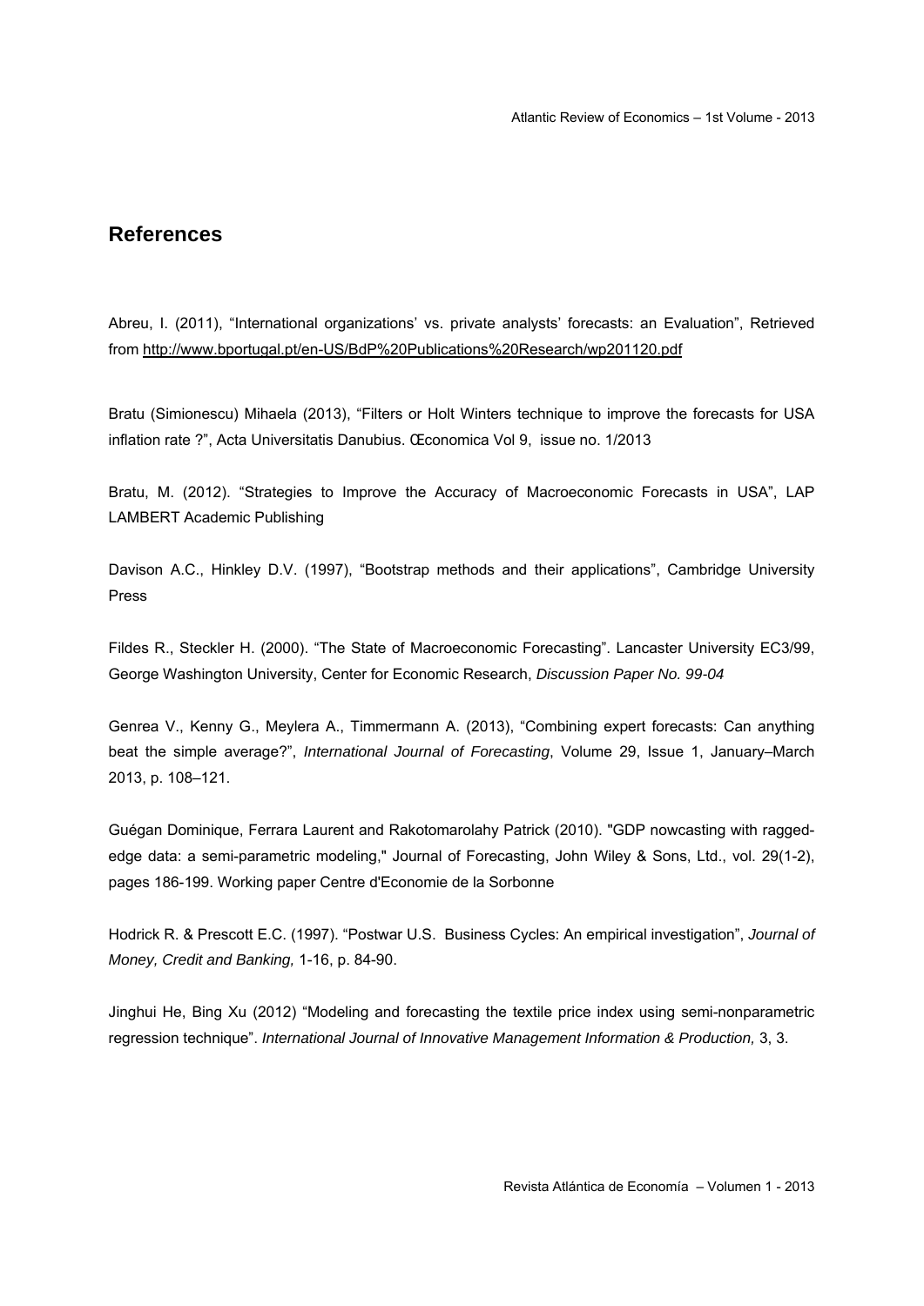## References

Abreu, I. (2011), “International organizations’ vs. private analysts’ forecasts: an Evaluation”, Retrieved from http://www.bportugal.pt/en-US/BdP%20Publications%20Research/wp201120.pdf

Bratu (Simionescu) Mihaela (2013), “Filters or Holt Winters technique to improve the forecasts for USA inflation rate ?”, Acta Universitatis Danubius. Œconomica Vol 9, issue no. 1/2013

Bratu, M. (2012). “Strategies to Improve the Accuracy of Macroeconomic Forecasts in USA”, LAP LAMBERT Academic Publishing

Davison A.C., Hinkley D.V. (1997), “Bootstrap methods and their applications”, Cambridge University Press

Fildes R., Steckler H. (2000). “The State of Macroeconomic Forecasting”. Lancaster University EC3/99, George Washington University, Center for Economic Research, *Discussion Paper No. 99-04*

Genrea V., Kenny G., Meylera A., Timmermann A. (2013), “Combining expert forecasts: Can anything beat the simple average?”, *International Journal of Forecasting*, Volume 29, Issue 1, January–March 2013, p. 108–121.

Guégan Dominique, Ferrara Laurent and Rakotomarolahy Patrick (2010). "GDP nowcasting with ragged-edge data: a semi-parametric modeling," Journal of Forecasting, John Wiley & Sons, Ltd., vol. 29(1-2), pages 186-199. Working paper Centre d'Economie de la Sorbonne

Hodrick R. & Prescott E.C. (1997). “Postwar U.S. Business Cycles: An empirical investigation”, *Journal of Money, Credit and Banking,* 1-16, p. 84-90.

Jinghui He, Bing Xu (2012) “Modeling and forecasting the textile price index using semi-nonparametric regression technique”. *International Journal of Innovative Management Information & Production,* 3, 3.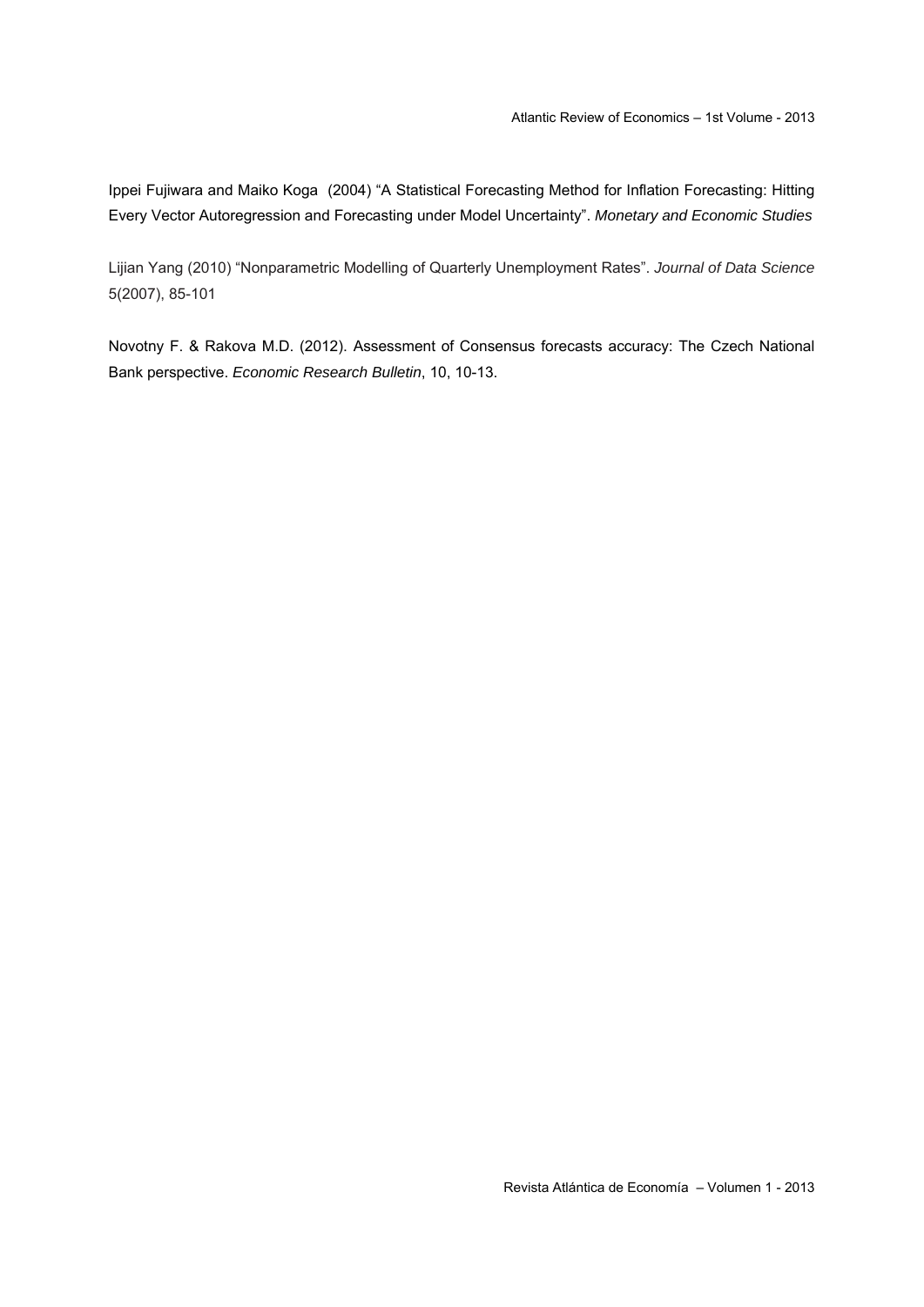Ippei Fujiwara and Maiko Koga (2004) "A Statistical Forecasting Method for Inflation Forecasting: Hitting Every Vector Autoregression and Forecasting under Model Uncertainty". *Monetary and Economic Studies*

Lijian Yang (2010) "Nonparametric Modelling of Quarterly Unemployment Rates". *Journal of Data Science* 5(2007), 85-101

Novotny F. & Rakova M.D. (2012). Assessment of Consensus forecasts accuracy: The Czech National Bank perspective. *Economic Research Bulletin*, 10, 10-13.